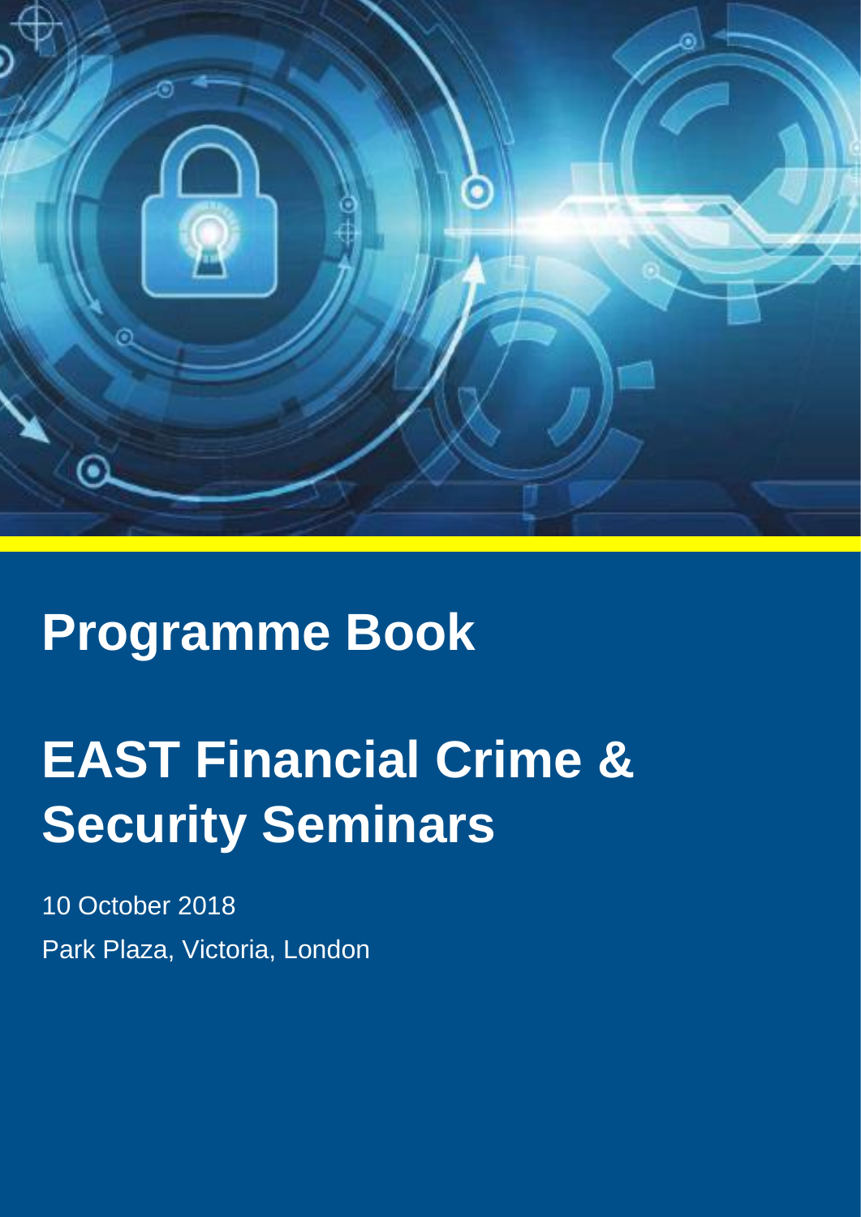# Programme Book

# EAST Financial Crime & Security Seminars

10 October 2018

Park Plaza, Victoria, London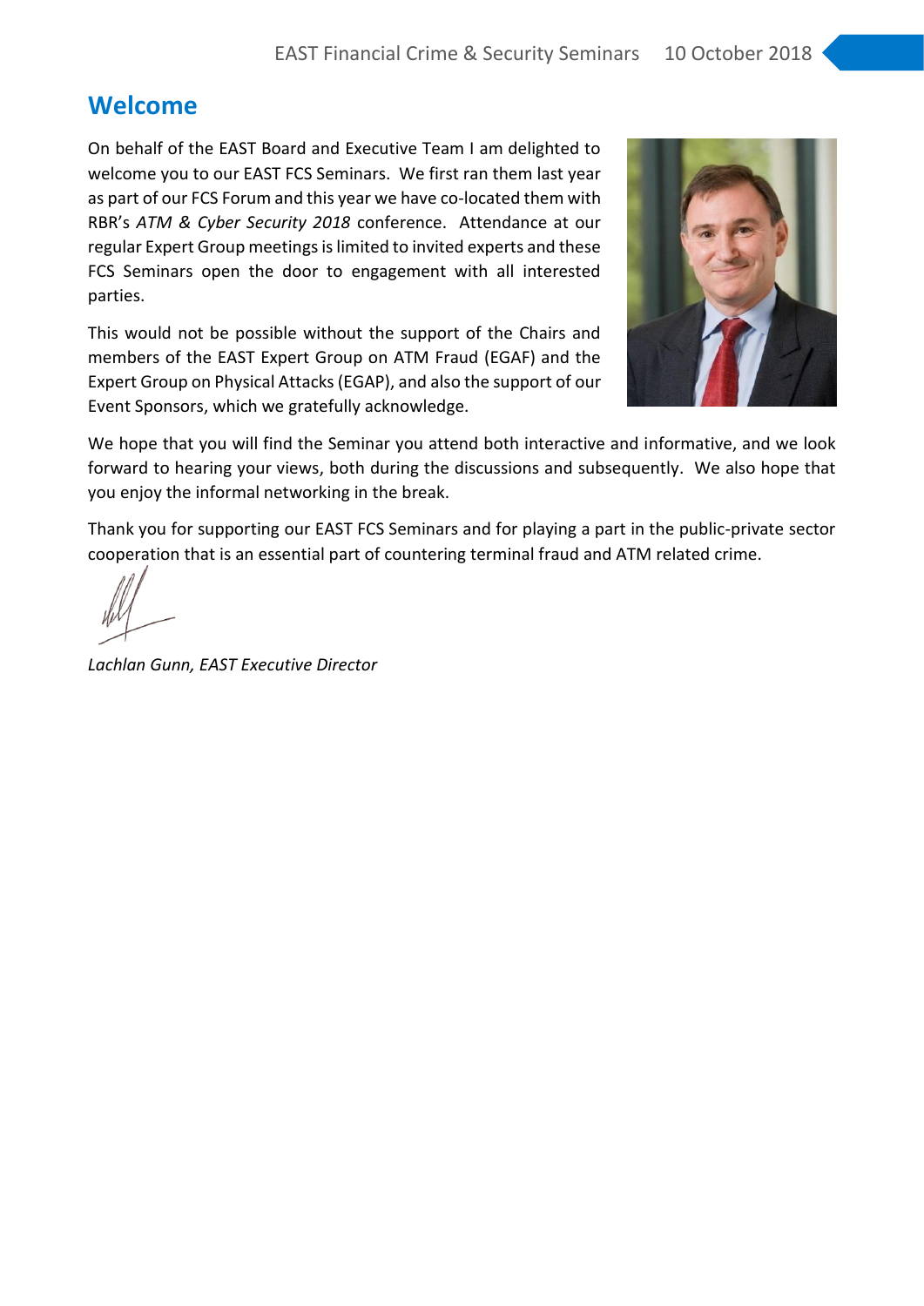## Welcome

On behalf of the EAST Board and Executive Team I am delighted to welcome you to our EAST FCS Seminars. We first ran them last year as part of our FCS Forum and this year we have co-located them with RBR's *ATM & Cyber Security 2018* conference. Attendance at our regular Expert Group meetings is limited to invited experts and these FCS Seminars open the door to engagement with all interested parties.

This would not be possible without the support of the Chairs and members of the EAST Expert Group on ATM Fraud (EGAF) and the Expert Group on Physical Attacks (EGAP), and also the support of our Event Sponsors, which we gratefully acknowledge.

We hope that you will find the Seminar you attend both interactive and informative, and we look forward to hearing your views, both during the discussions and subsequently. We also hope that you enjoy the informal networking in the break.

Thank you for supporting our EAST FCS Seminars and for playing a part in the public-private sector cooperation that is an essential part of countering terminal fraud and ATM related crime.

*Lachlan Gunn, EAST Executive Director*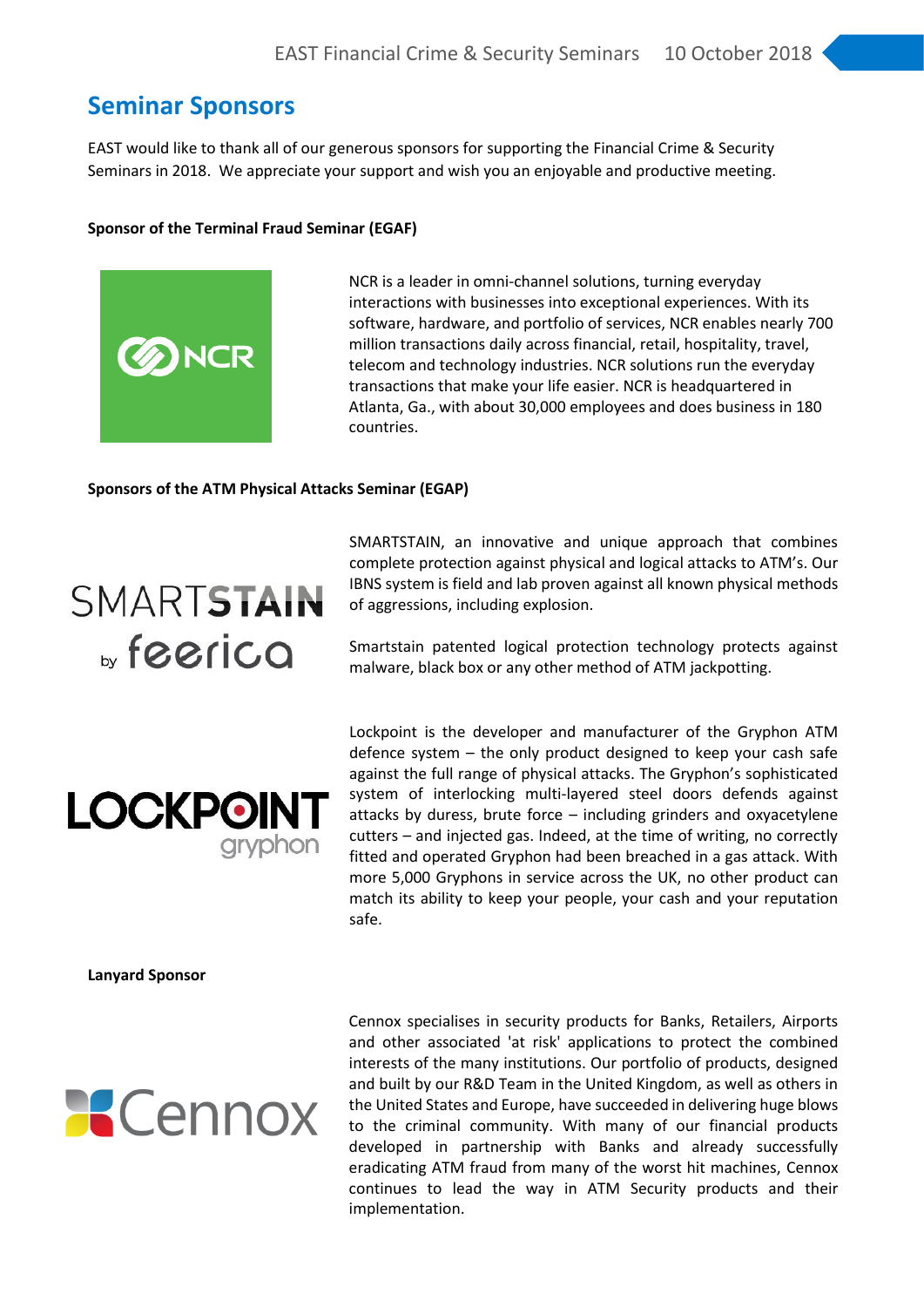## Seminar Sponsors

EAST would like to thank all of our generous sponsors for supporting the Financial Crime & Security Seminars in 2018. We appreciate your support and wish you an enjoyable and productive meeting.

**Sponsor of the Terminal Fraud Seminar (EGAF)**

NCR is a leader in omni-channel solutions, turning everyday interactions with businesses into exceptional experiences. With its software, hardware, and portfolio of services, NCR enables nearly 700 million transactions daily across financial, retail, hospitality, travel, telecom and technology industries. NCR solutions run the everyday transactions that make your life easier. NCR is headquartered in Atlanta, Ga., with about 30,000 employees and does business in 180 countries.

**Sponsors of the ATM Physical Attacks Seminar (EGAP)**

SMARTSTAIN, an innovative and unique approach that combines complete protection against physical and logical attacks to ATM's. Our IBNS system is field and lab proven against all known physical methods of aggressions, including explosion.

Smartstain patented logical protection technology protects against malware, black box or any other method of ATM jackpotting.

Lockpoint is the developer and manufacturer of the Gryphon ATM defence system – the only product designed to keep your cash safe against the full range of physical attacks. The Gryphon's sophisticated system of interlocking multi-layered steel doors defends against attacks by duress, brute force – including grinders and oxyacetylene cutters – and injected gas. Indeed, at the time of writing, no correctly fitted and operated Gryphon had been breached in a gas attack. With more 5,000 Gryphons in service across the UK, no other product can match its ability to keep your people, your cash and your reputation safe.

**Lanyard Sponsor**

Cennox specialises in security products for Banks, Retailers, Airports and other associated 'at risk' applications to protect the combined interests of the many institutions. Our portfolio of products, designed and built by our R&D Team in the United Kingdom, as well as others in the United States and Europe, have succeeded in delivering huge blows to the criminal community. With many of our financial products developed in partnership with Banks and already successfully eradicating ATM fraud from many of the worst hit machines, Cennox continues to lead the way in ATM Security products and their implementation.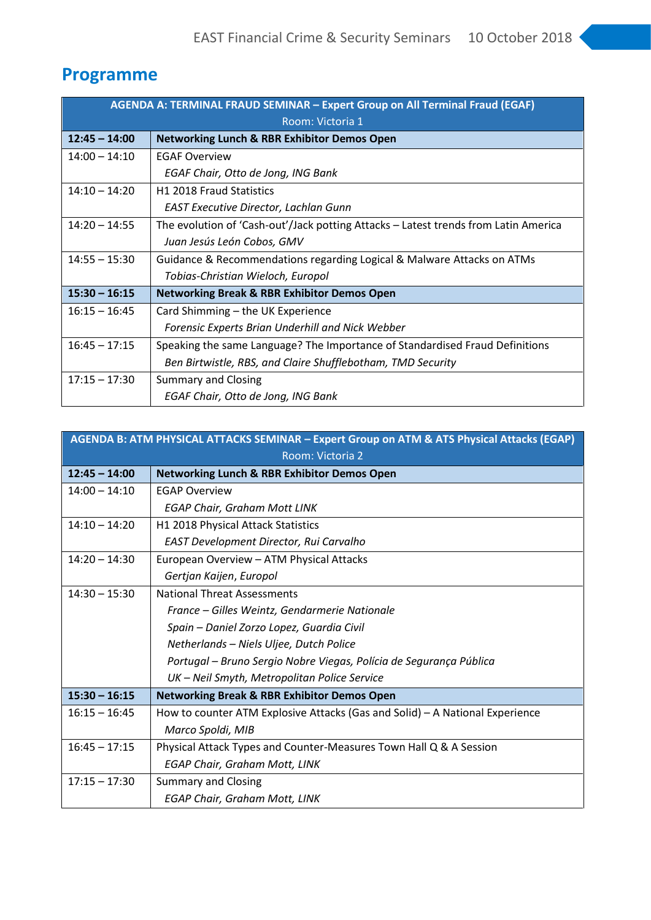## Programme

| AGENDA A: TERMINAL FRAUD SEMINAR – Expert Group on All Terminal Fraud (EGAF) Room: Victoria 1 | |
|---|---|
| **12:45 – 14:00** | **Networking Lunch & RBR Exhibitor Demos Open** |
| 14:00 – 14:10 | EGAF Overview<br>*EGAF Chair, Otto de Jong, ING Bank* |
| 14:10 – 14:20 | H1 2018 Fraud Statistics<br>*EAST Executive Director, Lachlan Gunn* |
| 14:20 – 14:55 | The evolution of 'Cash-out'/Jack potting Attacks – Latest trends from Latin America<br>*Juan Jesús León Cobos, GMV* |
| 14:55 – 15:30 | Guidance & Recommendations regarding Logical & Malware Attacks on ATMs<br>*Tobias-Christian Wieloch, Europol* |
| **15:30 – 16:15** | **Networking Break & RBR Exhibitor Demos Open** |
| 16:15 – 16:45 | Card Shimming – the UK Experience<br>*Forensic Experts Brian Underhill and Nick Webber* |
| 16:45 – 17:15 | Speaking the same Language? The Importance of Standardised Fraud Definitions<br>*Ben Birtwistle, RBS, and Claire Shufflebotham, TMD Security* |
| 17:15 – 17:30 | Summary and Closing<br>*EGAF Chair, Otto de Jong, ING Bank* |

| AGENDA B: ATM PHYSICAL ATTACKS SEMINAR – Expert Group on ATM & ATS Physical Attacks (EGAP) Room: Victoria 2 | |
|---|---|
| **12:45 – 14:00** | **Networking Lunch & RBR Exhibitor Demos Open** |
| 14:00 – 14:10 | EGAP Overview<br>*EGAP Chair, Graham Mott LINK* |
| 14:10 – 14:20 | H1 2018 Physical Attack Statistics<br>*EAST Development Director, Rui Carvalho* |
| 14:20 – 14:30 | European Overview – ATM Physical Attacks<br>*Gertjan Kaijen, Europol* |
| 14:30 – 15:30 | National Threat Assessments<br>*France – Gilles Weintz, Gendarmerie Nationale*<br>*Spain – Daniel Zorzo Lopez, Guardia Civil*<br>*Netherlands – Niels Uljee, Dutch Police*<br>*Portugal – Bruno Sergio Nobre Viegas, Polícia de Segurança Pública*<br>*UK – Neil Smyth, Metropolitan Police Service* |
| **15:30 – 16:15** | **Networking Break & RBR Exhibitor Demos Open** |
| 16:15 – 16:45 | How to counter ATM Explosive Attacks (Gas and Solid) – A National Experience<br>*Marco Spoldi, MIB* |
| 16:45 – 17:15 | Physical Attack Types and Counter-Measures Town Hall Q & A Session<br>*EGAP Chair, Graham Mott, LINK* |
| 17:15 – 17:30 | Summary and Closing<br>*EGAP Chair, Graham Mott, LINK* |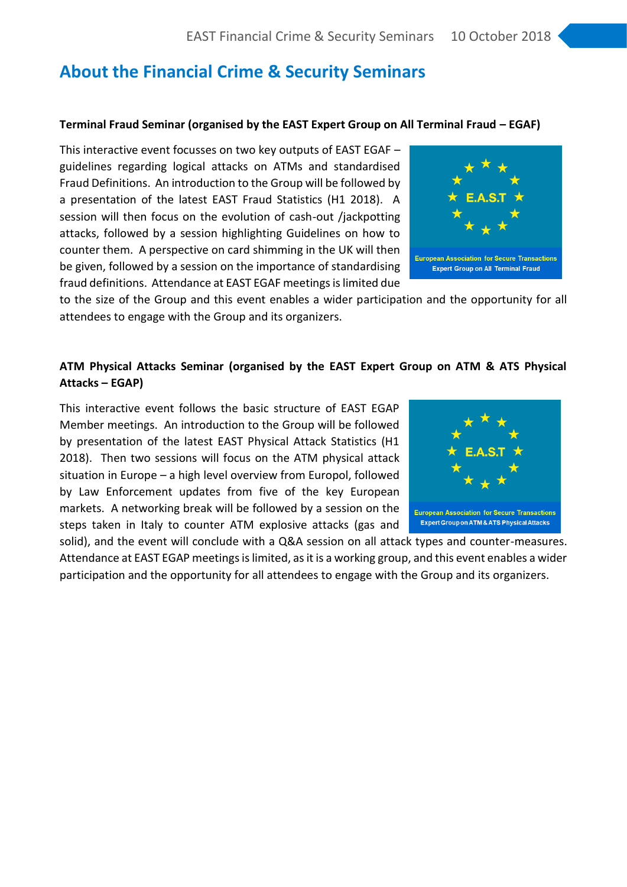## About the Financial Crime & Security Seminars

**Terminal Fraud Seminar (organised by the EAST Expert Group on All Terminal Fraud – EGAF)**

This interactive event focusses on two key outputs of EAST EGAF – guidelines regarding logical attacks on ATMs and standardised Fraud Definitions. An introduction to the Group will be followed by a presentation of the latest EAST Fraud Statistics (H1 2018). A session will then focus on the evolution of cash-out /jackpotting attacks, followed by a session highlighting Guidelines on how to counter them. A perspective on card shimming in the UK will then be given, followed by a session on the importance of standardising fraud definitions. Attendance at EAST EGAF meetings is limited due to the size of the Group and this event enables a wider participation and the opportunity for all attendees to engage with the Group and its organizers.

**ATM Physical Attacks Seminar (organised by the EAST Expert Group on ATM & ATS Physical Attacks – EGAP)**

This interactive event follows the basic structure of EAST EGAP Member meetings. An introduction to the Group will be followed by presentation of the latest EAST Physical Attack Statistics (H1 2018). Then two sessions will focus on the ATM physical attack situation in Europe – a high level overview from Europol, followed by Law Enforcement updates from five of the key European markets. A networking break will be followed by a session on the steps taken in Italy to counter ATM explosive attacks (gas and solid), and the event will conclude with a Q&A session on all attack types and counter-measures. Attendance at EAST EGAP meetings is limited, as it is a working group, and this event enables a wider participation and the opportunity for all attendees to engage with the Group and its organizers.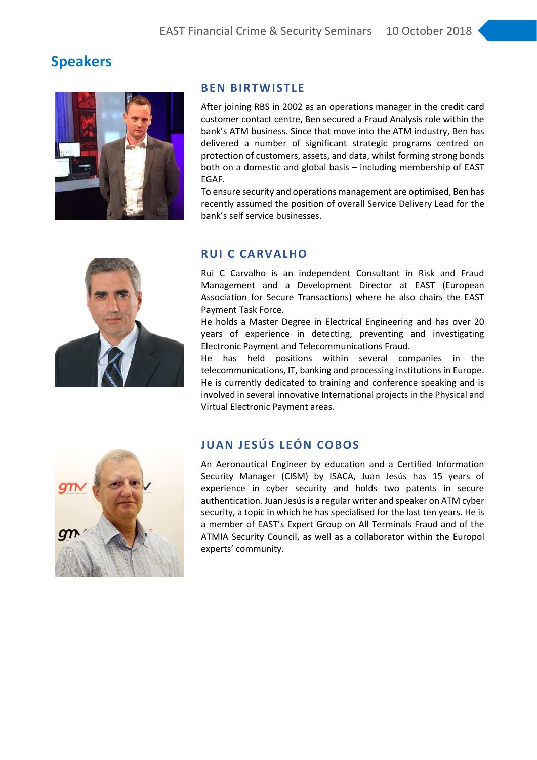# Speakers

## BEN BIRTWISTLE

After joining RBS in 2002 as an operations manager in the credit card customer contact centre, Ben secured a Fraud Analysis role within the bank's ATM business. Since that move into the ATM industry, Ben has delivered a number of significant strategic programs centred on protection of customers, assets, and data, whilst forming strong bonds both on a domestic and global basis – including membership of EAST EGAF.

To ensure security and operations management are optimised, Ben has recently assumed the position of overall Service Delivery Lead for the bank's self service businesses.

## RUI C CARVALHO

Rui C Carvalho is an independent Consultant in Risk and Fraud Management and a Development Director at EAST (European Association for Secure Transactions) where he also chairs the EAST Payment Task Force.

He holds a Master Degree in Electrical Engineering and has over 20 years of experience in detecting, preventing and investigating Electronic Payment and Telecommunications Fraud.

He has held positions within several companies in the telecommunications, IT, banking and processing institutions in Europe. He is currently dedicated to training and conference speaking and is involved in several innovative International projects in the Physical and Virtual Electronic Payment areas.

## JUAN JESÚS LEÓN COBOS

An Aeronautical Engineer by education and a Certified Information Security Manager (CISM) by ISACA, Juan Jesús has 15 years of experience in cyber security and holds two patents in secure authentication. Juan Jesús is a regular writer and speaker on ATM cyber security, a topic in which he has specialised for the last ten years. He is a member of EAST's Expert Group on All Terminals Fraud and of the ATMIA Security Council, as well as a collaborator within the Europol experts' community.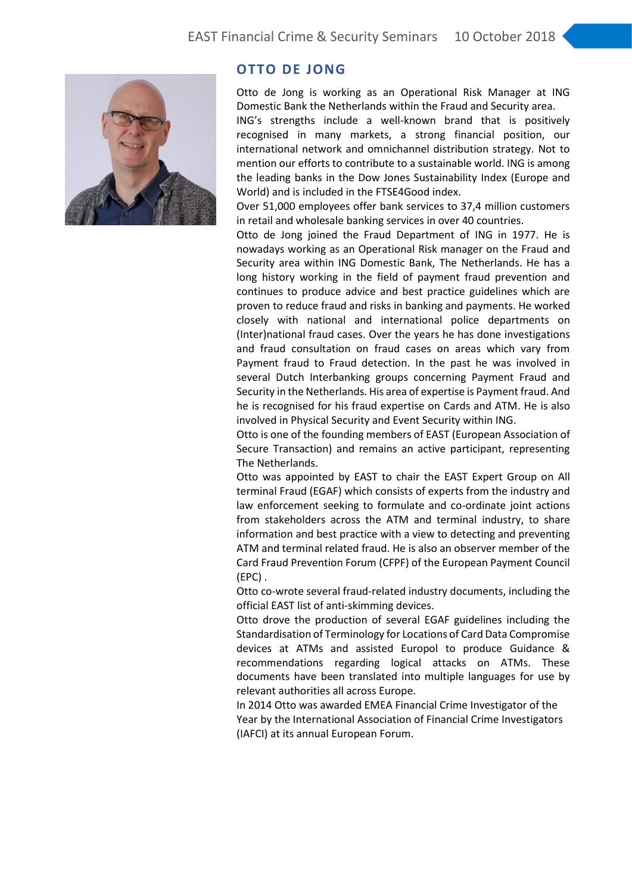## OTTO DE JONG

Otto de Jong is working as an Operational Risk Manager at ING Domestic Bank the Netherlands within the Fraud and Security area.

ING's strengths include a well-known brand that is positively recognised in many markets, a strong financial position, our international network and omnichannel distribution strategy. Not to mention our efforts to contribute to a sustainable world. ING is among the leading banks in the Dow Jones Sustainability Index (Europe and World) and is included in the FTSE4Good index.

Over 51,000 employees offer bank services to 37,4 million customers in retail and wholesale banking services in over 40 countries.

Otto de Jong joined the Fraud Department of ING in 1977. He is nowadays working as an Operational Risk manager on the Fraud and Security area within ING Domestic Bank, The Netherlands. He has a long history working in the field of payment fraud prevention and continues to produce advice and best practice guidelines which are proven to reduce fraud and risks in banking and payments. He worked closely with national and international police departments on (Inter)national fraud cases. Over the years he has done investigations and fraud consultation on fraud cases on areas which vary from Payment fraud to Fraud detection. In the past he was involved in several Dutch Interbanking groups concerning Payment Fraud and Security in the Netherlands. His area of expertise is Payment fraud. And he is recognised for his fraud expertise on Cards and ATM. He is also involved in Physical Security and Event Security within ING.

Otto is one of the founding members of EAST (European Association of Secure Transaction) and remains an active participant, representing The Netherlands.

Otto was appointed by EAST to chair the EAST Expert Group on All terminal Fraud (EGAF) which consists of experts from the industry and law enforcement seeking to formulate and co-ordinate joint actions from stakeholders across the ATM and terminal industry, to share information and best practice with a view to detecting and preventing ATM and terminal related fraud. He is also an observer member of the Card Fraud Prevention Forum (CFPF) of the European Payment Council (EPC) .

Otto co-wrote several fraud-related industry documents, including the official EAST list of anti-skimming devices.

Otto drove the production of several EGAF guidelines including the Standardisation of Terminology for Locations of Card Data Compromise devices at ATMs and assisted Europol to produce Guidance & recommendations regarding logical attacks on ATMs. These documents have been translated into multiple languages for use by relevant authorities all across Europe.

In 2014 Otto was awarded EMEA Financial Crime Investigator of the Year by the International Association of Financial Crime Investigators (IAFCI) at its annual European Forum.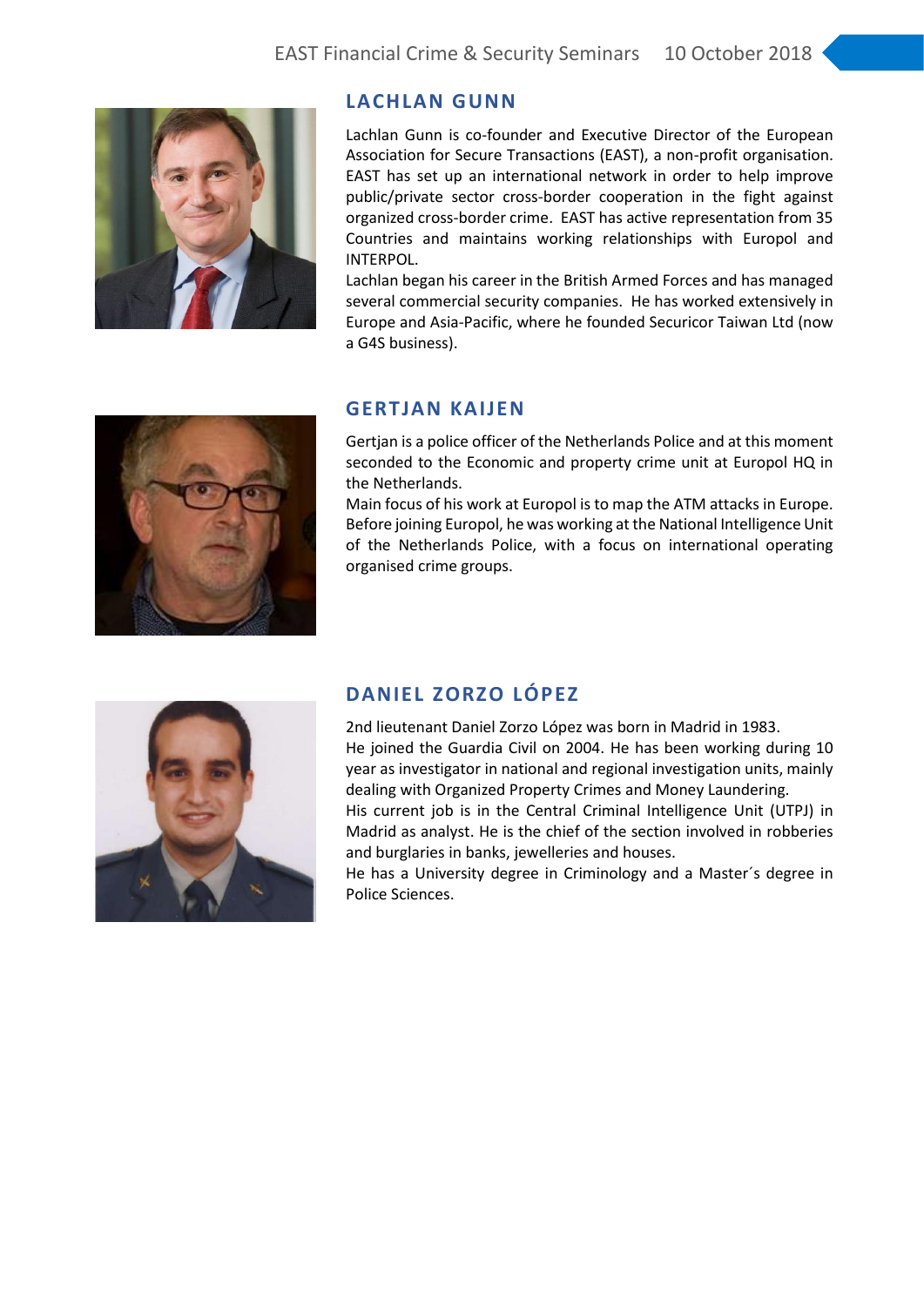## LACHLAN GUNN

Lachlan Gunn is co-founder and Executive Director of the European Association for Secure Transactions (EAST), a non-profit organisation. EAST has set up an international network in order to help improve public/private sector cross-border cooperation in the fight against organized cross-border crime. EAST has active representation from 35 Countries and maintains working relationships with Europol and INTERPOL.

Lachlan began his career in the British Armed Forces and has managed several commercial security companies. He has worked extensively in Europe and Asia-Pacific, where he founded Securicor Taiwan Ltd (now a G4S business).

## GERTJAN KAIJEN

Gertjan is a police officer of the Netherlands Police and at this moment seconded to the Economic and property crime unit at Europol HQ in the Netherlands.

Main focus of his work at Europol is to map the ATM attacks in Europe. Before joining Europol, he was working at the National Intelligence Unit of the Netherlands Police, with a focus on international operating organised crime groups.

## DANIEL ZORZO LÓPEZ

2nd lieutenant Daniel Zorzo López was born in Madrid in 1983.

He joined the Guardia Civil on 2004. He has been working during 10 year as investigator in national and regional investigation units, mainly dealing with Organized Property Crimes and Money Laundering.

His current job is in the Central Criminal Intelligence Unit (UTPJ) in Madrid as analyst. He is the chief of the section involved in robberies and burglaries in banks, jewelleries and houses.

He has a University degree in Criminology and a Master´s degree in Police Sciences.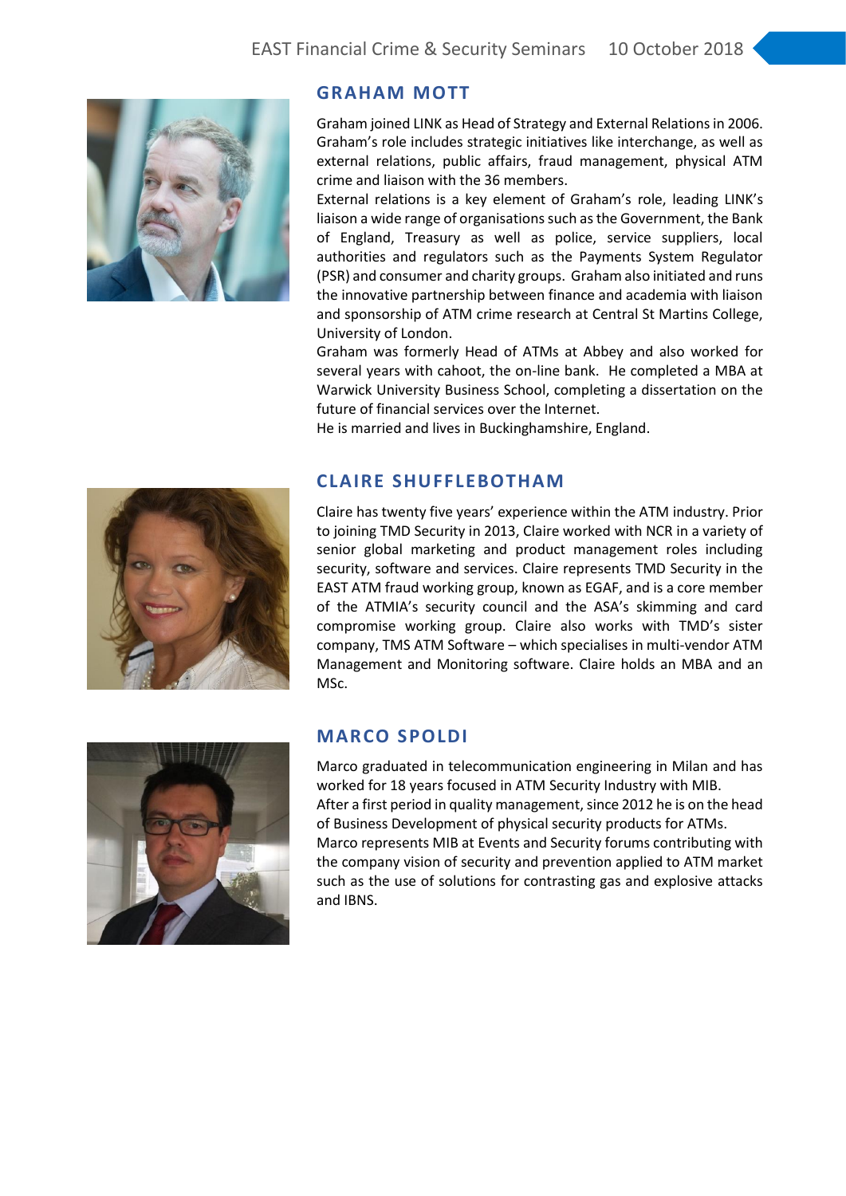## GRAHAM MOTT

Graham joined LINK as Head of Strategy and External Relations in 2006. Graham's role includes strategic initiatives like interchange, as well as external relations, public affairs, fraud management, physical ATM crime and liaison with the 36 members.

External relations is a key element of Graham's role, leading LINK's liaison a wide range of organisations such as the Government, the Bank of England, Treasury as well as police, service suppliers, local authorities and regulators such as the Payments System Regulator (PSR) and consumer and charity groups. Graham also initiated and runs the innovative partnership between finance and academia with liaison and sponsorship of ATM crime research at Central St Martins College, University of London.

Graham was formerly Head of ATMs at Abbey and also worked for several years with cahoot, the on-line bank. He completed a MBA at Warwick University Business School, completing a dissertation on the future of financial services over the Internet.

He is married and lives in Buckinghamshire, England.

## CLAIRE SHUFFLEBOTHAM

Claire has twenty five years' experience within the ATM industry. Prior to joining TMD Security in 2013, Claire worked with NCR in a variety of senior global marketing and product management roles including security, software and services. Claire represents TMD Security in the EAST ATM fraud working group, known as EGAF, and is a core member of the ATMIA's security council and the ASA's skimming and card compromise working group. Claire also works with TMD's sister company, TMS ATM Software – which specialises in multi-vendor ATM Management and Monitoring software. Claire holds an MBA and an MSc.

## MARCO SPOLDI

Marco graduated in telecommunication engineering in Milan and has worked for 18 years focused in ATM Security Industry with MIB.

After a first period in quality management, since 2012 he is on the head of Business Development of physical security products for ATMs.

Marco represents MIB at Events and Security forums contributing with the company vision of security and prevention applied to ATM market such as the use of solutions for contrasting gas and explosive attacks and IBNS.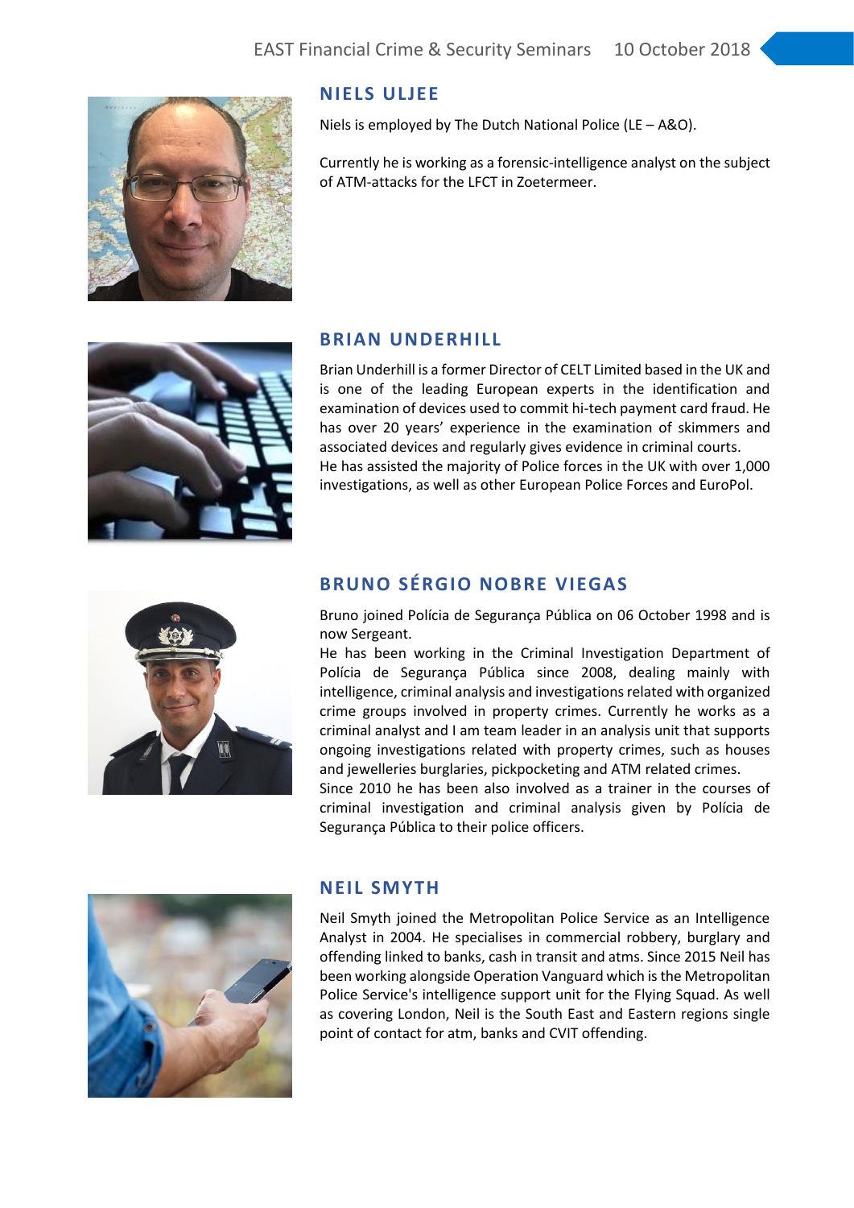## NIELS ULJEE

Niels is employed by The Dutch National Police (LE – A&O).

Currently he is working as a forensic-intelligence analyst on the subject of ATM-attacks for the LFCT in Zoetermeer.

## BRIAN UNDERHILL

Brian Underhill is a former Director of CELT Limited based in the UK and is one of the leading European experts in the identification and examination of devices used to commit hi-tech payment card fraud. He has over 20 years' experience in the examination of skimmers and associated devices and regularly gives evidence in criminal courts.
He has assisted the majority of Police forces in the UK with over 1,000 investigations, as well as other European Police Forces and EuroPol.

## BRUNO SÉRGIO NOBRE VIEGAS

Bruno joined Polícia de Segurança Pública on 06 October 1998 and is now Sergeant.
He has been working in the Criminal Investigation Department of Polícia de Segurança Pública since 2008, dealing mainly with intelligence, criminal analysis and investigations related with organized crime groups involved in property crimes. Currently he works as a criminal analyst and I am team leader in an analysis unit that supports ongoing investigations related with property crimes, such as houses and jewelleries burglaries, pickpocketing and ATM related crimes.
Since 2010 he has been also involved as a trainer in the courses of criminal investigation and criminal analysis given by Polícia de Segurança Pública to their police officers.

## NEIL SMYTH

Neil Smyth joined the Metropolitan Police Service as an Intelligence Analyst in 2004. He specialises in commercial robbery, burglary and offending linked to banks, cash in transit and atms. Since 2015 Neil has been working alongside Operation Vanguard which is the Metropolitan Police Service's intelligence support unit for the Flying Squad. As well as covering London, Neil is the South East and Eastern regions single point of contact for atm, banks and CVIT offending.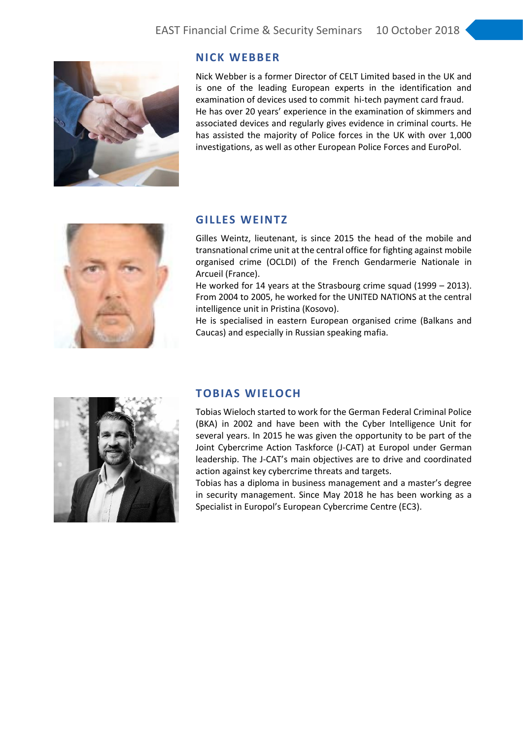## NICK WEBBER

Nick Webber is a former Director of CELT Limited based in the UK and is one of the leading European experts in the identification and examination of devices used to commit hi-tech payment card fraud. He has over 20 years' experience in the examination of skimmers and associated devices and regularly gives evidence in criminal courts. He has assisted the majority of Police forces in the UK with over 1,000 investigations, as well as other European Police Forces and EuroPol.

## GILLES WEINTZ

Gilles Weintz, lieutenant, is since 2015 the head of the mobile and transnational crime unit at the central office for fighting against mobile organised crime (OCLDI) of the French Gendarmerie Nationale in Arcueil (France).

He worked for 14 years at the Strasbourg crime squad (1999 – 2013). From 2004 to 2005, he worked for the UNITED NATIONS at the central intelligence unit in Pristina (Kosovo).

He is specialised in eastern European organised crime (Balkans and Caucas) and especially in Russian speaking mafia.

## TOBIAS WIELOCH

Tobias Wieloch started to work for the German Federal Criminal Police (BKA) in 2002 and have been with the Cyber Intelligence Unit for several years. In 2015 he was given the opportunity to be part of the Joint Cybercrime Action Taskforce (J-CAT) at Europol under German leadership. The J-CAT's main objectives are to drive and coordinated action against key cybercrime threats and targets.

Tobias has a diploma in business management and a master's degree in security management. Since May 2018 he has been working as a Specialist in Europol's European Cybercrime Centre (EC3).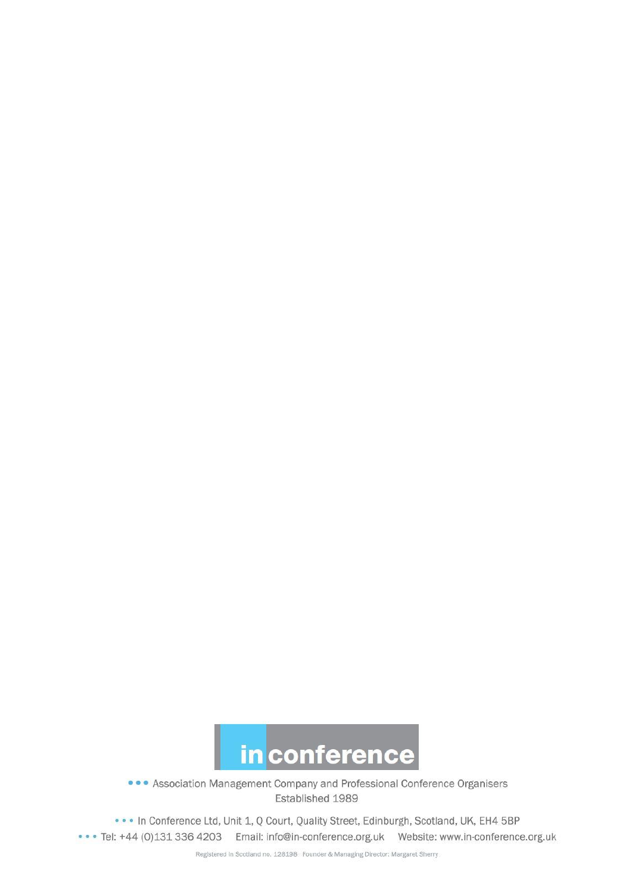in conference

••• Association Management Company and Professional Conference Organisers
Established 1989

••• In Conference Ltd, Unit 1, Q Court, Quality Street, Edinburgh, Scotland, UK, EH4 5BP
••• Tel: +44 (0)131 336 4203 Email: info@in-conference.org.uk Website: www.in-conference.org.uk

Registered in Scotland no. 128198 Founder & Managing Director: Margaret Sherry